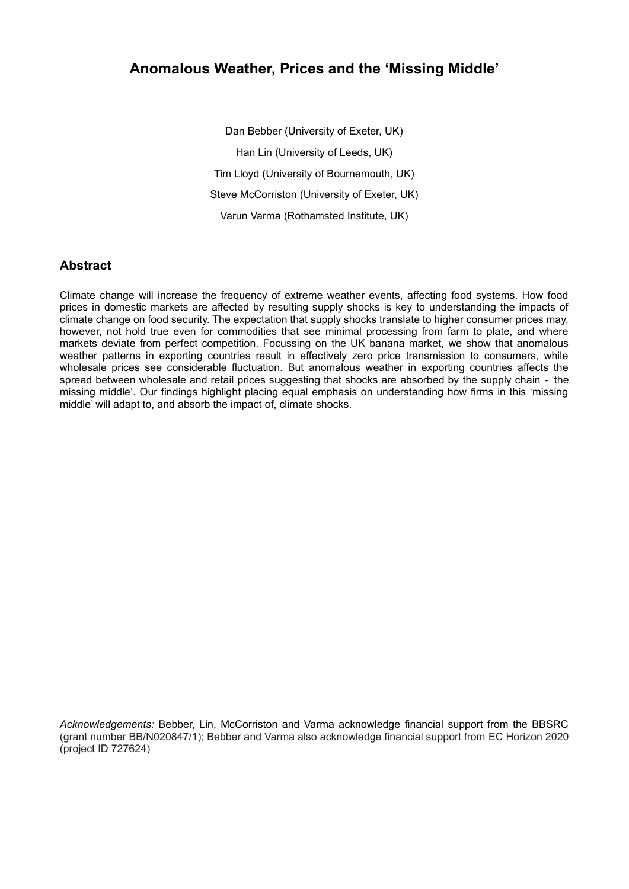# Anomalous Weather, Prices and the 'Missing Middle'

Dan Bebber (University of Exeter, UK)

Han Lin (University of Leeds, UK)

Tim Lloyd (University of Bournemouth, UK)

Steve McCorriston (University of Exeter, UK)

Varun Varma (Rothamsted Institute, UK)

## Abstract

Climate change will increase the frequency of extreme weather events, affecting food systems. How food prices in domestic markets are affected by resulting supply shocks is key to understanding the impacts of climate change on food security. The expectation that supply shocks translate to higher consumer prices may, however, not hold true even for commodities that see minimal processing from farm to plate, and where markets deviate from perfect competition. Focussing on the UK banana market, we show that anomalous weather patterns in exporting countries result in effectively zero price transmission to consumers, while wholesale prices see considerable fluctuation. But anomalous weather in exporting countries affects the spread between wholesale and retail prices suggesting that shocks are absorbed by the supply chain - 'the missing middle'. Our findings highlight placing equal emphasis on understanding how firms in this 'missing middle' will adapt to, and absorb the impact of, climate shocks.

*Acknowledgements:* Bebber, Lin, McCorriston and Varma acknowledge financial support from the BBSRC (grant number BB/N020847/1); Bebber and Varma also acknowledge financial support from EC Horizon 2020 (project ID 727624)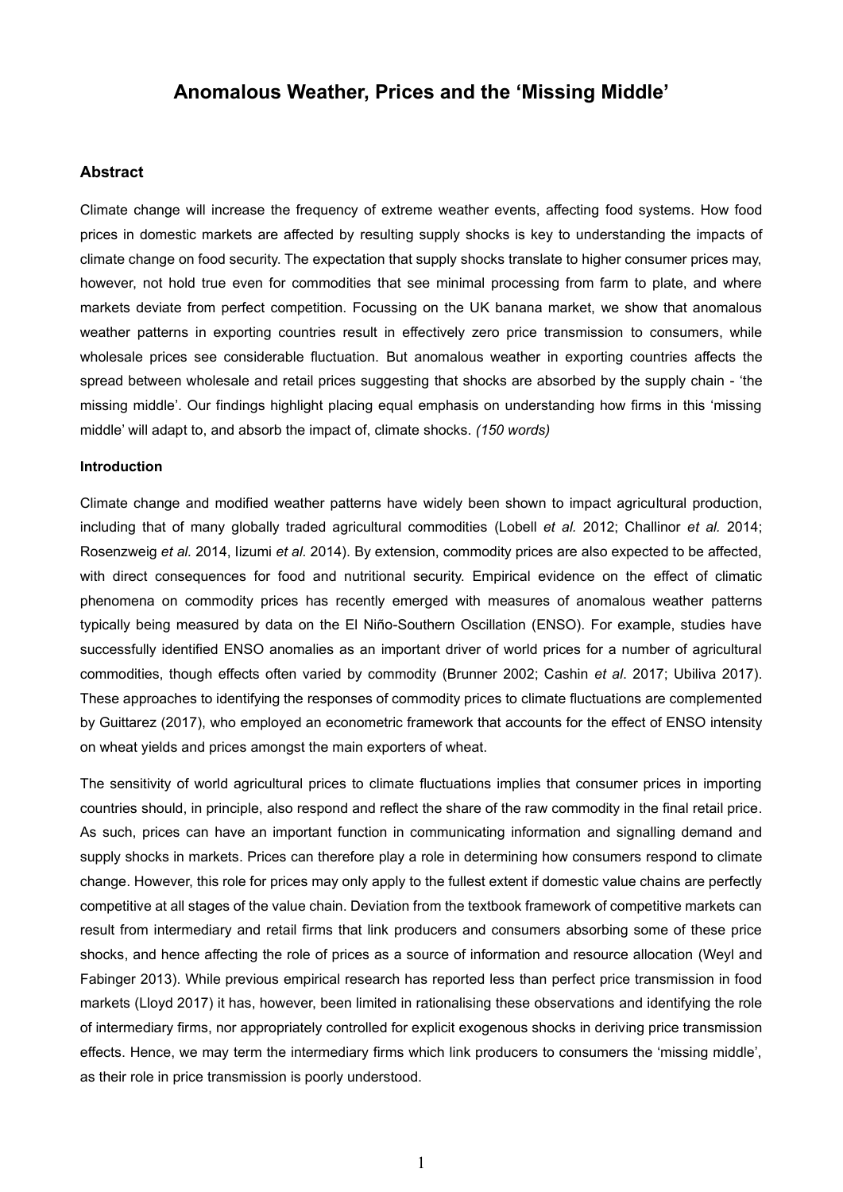# Anomalous Weather, Prices and the 'Missing Middle'

## Abstract

Climate change will increase the frequency of extreme weather events, affecting food systems. How food prices in domestic markets are affected by resulting supply shocks is key to understanding the impacts of climate change on food security. The expectation that supply shocks translate to higher consumer prices may, however, not hold true even for commodities that see minimal processing from farm to plate, and where markets deviate from perfect competition. Focussing on the UK banana market, we show that anomalous weather patterns in exporting countries result in effectively zero price transmission to consumers, while wholesale prices see considerable fluctuation. But anomalous weather in exporting countries affects the spread between wholesale and retail prices suggesting that shocks are absorbed by the supply chain - 'the missing middle'. Our findings highlight placing equal emphasis on understanding how firms in this 'missing middle' will adapt to, and absorb the impact of, climate shocks. *(150 words)*

### Introduction

Climate change and modified weather patterns have widely been shown to impact agricultural production, including that of many globally traded agricultural commodities (Lobell *et al.* 2012; Challinor *et al.* 2014; Rosenzweig *et al.* 2014, Iizumi *et al.* 2014). By extension, commodity prices are also expected to be affected, with direct consequences for food and nutritional security. Empirical evidence on the effect of climatic phenomena on commodity prices has recently emerged with measures of anomalous weather patterns typically being measured by data on the El Niño-Southern Oscillation (ENSO). For example, studies have successfully identified ENSO anomalies as an important driver of world prices for a number of agricultural commodities, though effects often varied by commodity (Brunner 2002; Cashin *et al*. 2017; Ubiliva 2017). These approaches to identifying the responses of commodity prices to climate fluctuations are complemented by Guittarez (2017), who employed an econometric framework that accounts for the effect of ENSO intensity on wheat yields and prices amongst the main exporters of wheat.

The sensitivity of world agricultural prices to climate fluctuations implies that consumer prices in importing countries should, in principle, also respond and reflect the share of the raw commodity in the final retail price. As such, prices can have an important function in communicating information and signalling demand and supply shocks in markets. Prices can therefore play a role in determining how consumers respond to climate change. However, this role for prices may only apply to the fullest extent if domestic value chains are perfectly competitive at all stages of the value chain. Deviation from the textbook framework of competitive markets can result from intermediary and retail firms that link producers and consumers absorbing some of these price shocks, and hence affecting the role of prices as a source of information and resource allocation (Weyl and Fabinger 2013). While previous empirical research has reported less than perfect price transmission in food markets (Lloyd 2017) it has, however, been limited in rationalising these observations and identifying the role of intermediary firms, nor appropriately controlled for explicit exogenous shocks in deriving price transmission effects. Hence, we may term the intermediary firms which link producers to consumers the 'missing middle', as their role in price transmission is poorly understood.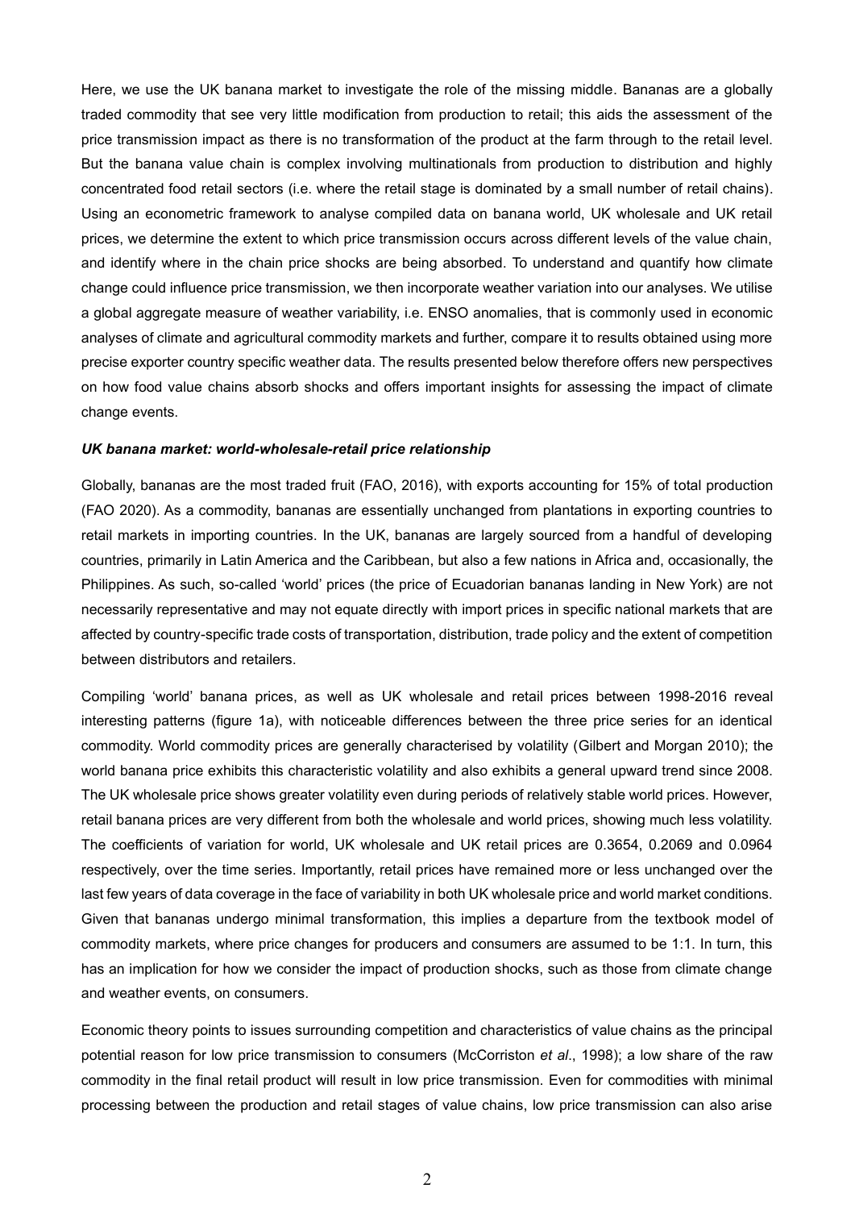Here, we use the UK banana market to investigate the role of the missing middle. Bananas are a globally traded commodity that see very little modification from production to retail; this aids the assessment of the price transmission impact as there is no transformation of the product at the farm through to the retail level. But the banana value chain is complex involving multinationals from production to distribution and highly concentrated food retail sectors (i.e. where the retail stage is dominated by a small number of retail chains). Using an econometric framework to analyse compiled data on banana world, UK wholesale and UK retail prices, we determine the extent to which price transmission occurs across different levels of the value chain, and identify where in the chain price shocks are being absorbed. To understand and quantify how climate change could influence price transmission, we then incorporate weather variation into our analyses. We utilise a global aggregate measure of weather variability, i.e. ENSO anomalies, that is commonly used in economic analyses of climate and agricultural commodity markets and further, compare it to results obtained using more precise exporter country specific weather data. The results presented below therefore offers new perspectives on how food value chains absorb shocks and offers important insights for assessing the impact of climate change events.

### *UK banana market: world-wholesale-retail price relationship*

Globally, bananas are the most traded fruit (FAO, 2016), with exports accounting for 15% of total production (FAO 2020). As a commodity, bananas are essentially unchanged from plantations in exporting countries to retail markets in importing countries. In the UK, bananas are largely sourced from a handful of developing countries, primarily in Latin America and the Caribbean, but also a few nations in Africa and, occasionally, the Philippines. As such, so-called 'world' prices (the price of Ecuadorian bananas landing in New York) are not necessarily representative and may not equate directly with import prices in specific national markets that are affected by country-specific trade costs of transportation, distribution, trade policy and the extent of competition between distributors and retailers.

Compiling 'world' banana prices, as well as UK wholesale and retail prices between 1998-2016 reveal interesting patterns (figure 1a), with noticeable differences between the three price series for an identical commodity. World commodity prices are generally characterised by volatility (Gilbert and Morgan 2010); the world banana price exhibits this characteristic volatility and also exhibits a general upward trend since 2008. The UK wholesale price shows greater volatility even during periods of relatively stable world prices. However, retail banana prices are very different from both the wholesale and world prices, showing much less volatility. The coefficients of variation for world, UK wholesale and UK retail prices are 0.3654, 0.2069 and 0.0964 respectively, over the time series. Importantly, retail prices have remained more or less unchanged over the last few years of data coverage in the face of variability in both UK wholesale price and world market conditions. Given that bananas undergo minimal transformation, this implies a departure from the textbook model of commodity markets, where price changes for producers and consumers are assumed to be 1:1. In turn, this has an implication for how we consider the impact of production shocks, such as those from climate change and weather events, on consumers.

Economic theory points to issues surrounding competition and characteristics of value chains as the principal potential reason for low price transmission to consumers (McCorriston *et al*., 1998); a low share of the raw commodity in the final retail product will result in low price transmission. Even for commodities with minimal processing between the production and retail stages of value chains, low price transmission can also arise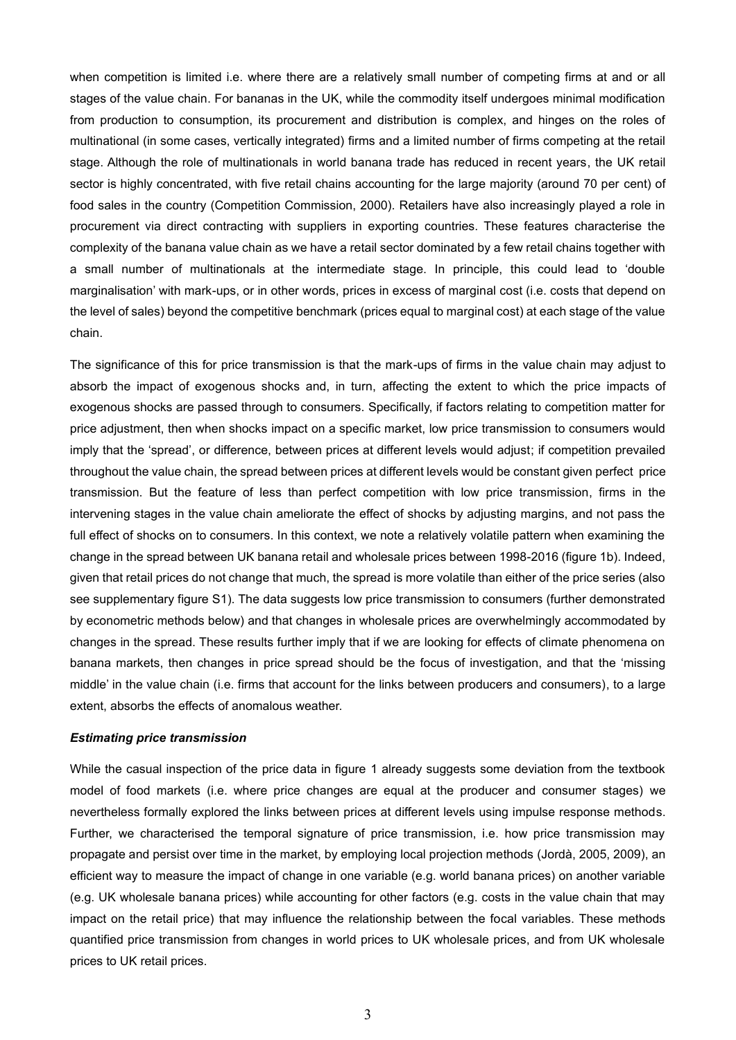when competition is limited i.e. where there are a relatively small number of competing firms at and or all stages of the value chain. For bananas in the UK, while the commodity itself undergoes minimal modification from production to consumption, its procurement and distribution is complex, and hinges on the roles of multinational (in some cases, vertically integrated) firms and a limited number of firms competing at the retail stage. Although the role of multinationals in world banana trade has reduced in recent years, the UK retail sector is highly concentrated, with five retail chains accounting for the large majority (around 70 per cent) of food sales in the country (Competition Commission, 2000). Retailers have also increasingly played a role in procurement via direct contracting with suppliers in exporting countries. These features characterise the complexity of the banana value chain as we have a retail sector dominated by a few retail chains together with a small number of multinationals at the intermediate stage. In principle, this could lead to 'double marginalisation' with mark-ups, or in other words, prices in excess of marginal cost (i.e. costs that depend on the level of sales) beyond the competitive benchmark (prices equal to marginal cost) at each stage of the value chain.

The significance of this for price transmission is that the mark-ups of firms in the value chain may adjust to absorb the impact of exogenous shocks and, in turn, affecting the extent to which the price impacts of exogenous shocks are passed through to consumers. Specifically, if factors relating to competition matter for price adjustment, then when shocks impact on a specific market, low price transmission to consumers would imply that the 'spread', or difference, between prices at different levels would adjust; if competition prevailed throughout the value chain, the spread between prices at different levels would be constant given perfect price transmission. But the feature of less than perfect competition with low price transmission, firms in the intervening stages in the value chain ameliorate the effect of shocks by adjusting margins, and not pass the full effect of shocks on to consumers. In this context, we note a relatively volatile pattern when examining the change in the spread between UK banana retail and wholesale prices between 1998-2016 (figure 1b). Indeed, given that retail prices do not change that much, the spread is more volatile than either of the price series (also see supplementary figure S1). The data suggests low price transmission to consumers (further demonstrated by econometric methods below) and that changes in wholesale prices are overwhelmingly accommodated by changes in the spread. These results further imply that if we are looking for effects of climate phenomena on banana markets, then changes in price spread should be the focus of investigation, and that the 'missing middle' in the value chain (i.e. firms that account for the links between producers and consumers), to a large extent, absorbs the effects of anomalous weather.

***Estimating price transmission***

While the casual inspection of the price data in figure 1 already suggests some deviation from the textbook model of food markets (i.e. where price changes are equal at the producer and consumer stages) we nevertheless formally explored the links between prices at different levels using impulse response methods. Further, we characterised the temporal signature of price transmission, i.e. how price transmission may propagate and persist over time in the market, by employing local projection methods (Jordà, 2005, 2009), an efficient way to measure the impact of change in one variable (e.g. world banana prices) on another variable (e.g. UK wholesale banana prices) while accounting for other factors (e.g. costs in the value chain that may impact on the retail price) that may influence the relationship between the focal variables. These methods quantified price transmission from changes in world prices to UK wholesale prices, and from UK wholesale prices to UK retail prices.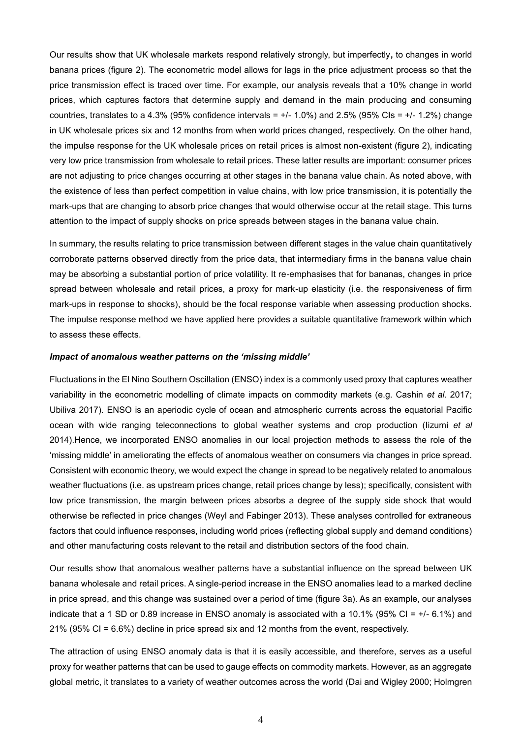Our results show that UK wholesale markets respond relatively strongly, but imperfectly**,** to changes in world banana prices (figure 2). The econometric model allows for lags in the price adjustment process so that the price transmission effect is traced over time. For example, our analysis reveals that a 10% change in world prices, which captures factors that determine supply and demand in the main producing and consuming countries, translates to a 4.3% (95% confidence intervals = +/- 1.0%) and 2.5% (95% CIs = +/- 1.2%) change in UK wholesale prices six and 12 months from when world prices changed, respectively. On the other hand, the impulse response for the UK wholesale prices on retail prices is almost non-existent (figure 2), indicating very low price transmission from wholesale to retail prices. These latter results are important: consumer prices are not adjusting to price changes occurring at other stages in the banana value chain. As noted above, with the existence of less than perfect competition in value chains, with low price transmission, it is potentially the mark-ups that are changing to absorb price changes that would otherwise occur at the retail stage. This turns attention to the impact of supply shocks on price spreads between stages in the banana value chain.

In summary, the results relating to price transmission between different stages in the value chain quantitatively corroborate patterns observed directly from the price data, that intermediary firms in the banana value chain may be absorbing a substantial portion of price volatility. It re-emphasises that for bananas, changes in price spread between wholesale and retail prices, a proxy for mark-up elasticity (i.e. the responsiveness of firm mark-ups in response to shocks), should be the focal response variable when assessing production shocks. The impulse response method we have applied here provides a suitable quantitative framework within which to assess these effects.

***Impact of anomalous weather patterns on the 'missing middle'***

Fluctuations in the El Nino Southern Oscillation (ENSO) index is a commonly used proxy that captures weather variability in the econometric modelling of climate impacts on commodity markets (e.g. Cashin *et al*. 2017; Ubiliva 2017). ENSO is an aperiodic cycle of ocean and atmospheric currents across the equatorial Pacific ocean with wide ranging teleconnections to global weather systems and crop production (Iizumi *et al* 2014).Hence, we incorporated ENSO anomalies in our local projection methods to assess the role of the 'missing middle' in ameliorating the effects of anomalous weather on consumers via changes in price spread. Consistent with economic theory, we would expect the change in spread to be negatively related to anomalous weather fluctuations (i.e. as upstream prices change, retail prices change by less); specifically, consistent with low price transmission, the margin between prices absorbs a degree of the supply side shock that would otherwise be reflected in price changes (Weyl and Fabinger 2013). These analyses controlled for extraneous factors that could influence responses, including world prices (reflecting global supply and demand conditions) and other manufacturing costs relevant to the retail and distribution sectors of the food chain.

Our results show that anomalous weather patterns have a substantial influence on the spread between UK banana wholesale and retail prices. A single-period increase in the ENSO anomalies lead to a marked decline in price spread, and this change was sustained over a period of time (figure 3a). As an example, our analyses indicate that a 1 SD or 0.89 increase in ENSO anomaly is associated with a 10.1% (95% CI = +/- 6.1%) and 21% (95% CI = 6.6%) decline in price spread six and 12 months from the event, respectively.

The attraction of using ENSO anomaly data is that it is easily accessible, and therefore, serves as a useful proxy for weather patterns that can be used to gauge effects on commodity markets. However, as an aggregate global metric, it translates to a variety of weather outcomes across the world (Dai and Wigley 2000; Holmgren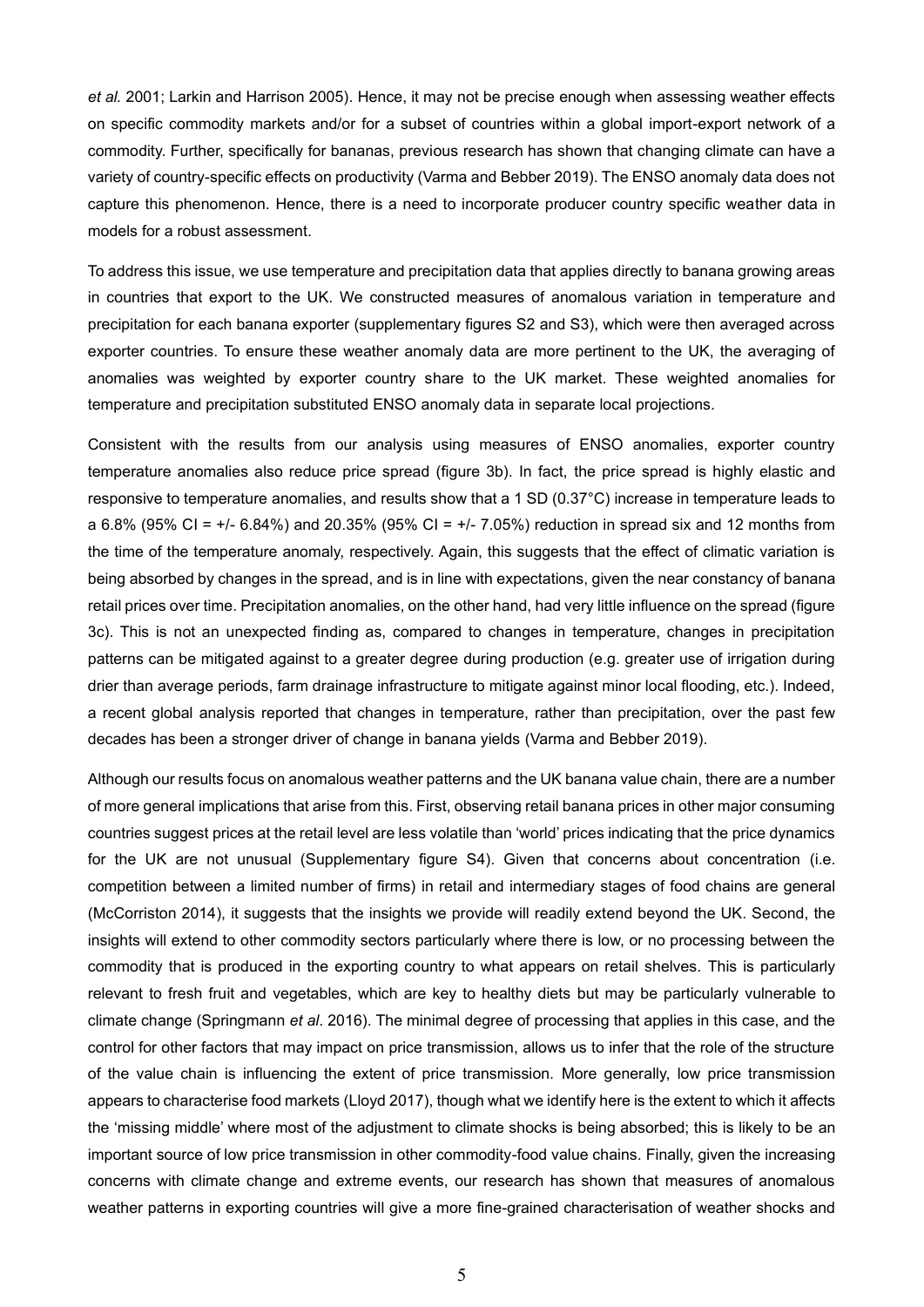*et al.* 2001; Larkin and Harrison 2005). Hence, it may not be precise enough when assessing weather effects on specific commodity markets and/or for a subset of countries within a global import-export network of a commodity. Further, specifically for bananas, previous research has shown that changing climate can have a variety of country-specific effects on productivity (Varma and Bebber 2019). The ENSO anomaly data does not capture this phenomenon. Hence, there is a need to incorporate producer country specific weather data in models for a robust assessment.

To address this issue, we use temperature and precipitation data that applies directly to banana growing areas in countries that export to the UK. We constructed measures of anomalous variation in temperature and precipitation for each banana exporter (supplementary figures S2 and S3), which were then averaged across exporter countries. To ensure these weather anomaly data are more pertinent to the UK, the averaging of anomalies was weighted by exporter country share to the UK market. These weighted anomalies for temperature and precipitation substituted ENSO anomaly data in separate local projections.

Consistent with the results from our analysis using measures of ENSO anomalies, exporter country temperature anomalies also reduce price spread (figure 3b). In fact, the price spread is highly elastic and responsive to temperature anomalies, and results show that a 1 SD (0.37°C) increase in temperature leads to a 6.8% (95% CI = +/- 6.84%) and 20.35% (95% CI = +/- 7.05%) reduction in spread six and 12 months from the time of the temperature anomaly, respectively. Again, this suggests that the effect of climatic variation is being absorbed by changes in the spread, and is in line with expectations, given the near constancy of banana retail prices over time. Precipitation anomalies, on the other hand, had very little influence on the spread (figure 3c). This is not an unexpected finding as, compared to changes in temperature, changes in precipitation patterns can be mitigated against to a greater degree during production (e.g. greater use of irrigation during drier than average periods, farm drainage infrastructure to mitigate against minor local flooding, etc.). Indeed, a recent global analysis reported that changes in temperature, rather than precipitation, over the past few decades has been a stronger driver of change in banana yields (Varma and Bebber 2019).

Although our results focus on anomalous weather patterns and the UK banana value chain, there are a number of more general implications that arise from this. First, observing retail banana prices in other major consuming countries suggest prices at the retail level are less volatile than 'world' prices indicating that the price dynamics for the UK are not unusual (Supplementary figure S4). Given that concerns about concentration (i.e. competition between a limited number of firms) in retail and intermediary stages of food chains are general (McCorriston 2014), it suggests that the insights we provide will readily extend beyond the UK. Second, the insights will extend to other commodity sectors particularly where there is low, or no processing between the commodity that is produced in the exporting country to what appears on retail shelves. This is particularly relevant to fresh fruit and vegetables, which are key to healthy diets but may be particularly vulnerable to climate change (Springmann *et al*. 2016). The minimal degree of processing that applies in this case, and the control for other factors that may impact on price transmission, allows us to infer that the role of the structure of the value chain is influencing the extent of price transmission. More generally, low price transmission appears to characterise food markets (Lloyd 2017), though what we identify here is the extent to which it affects the 'missing middle' where most of the adjustment to climate shocks is being absorbed; this is likely to be an important source of low price transmission in other commodity-food value chains. Finally, given the increasing concerns with climate change and extreme events, our research has shown that measures of anomalous weather patterns in exporting countries will give a more fine-grained characterisation of weather shocks and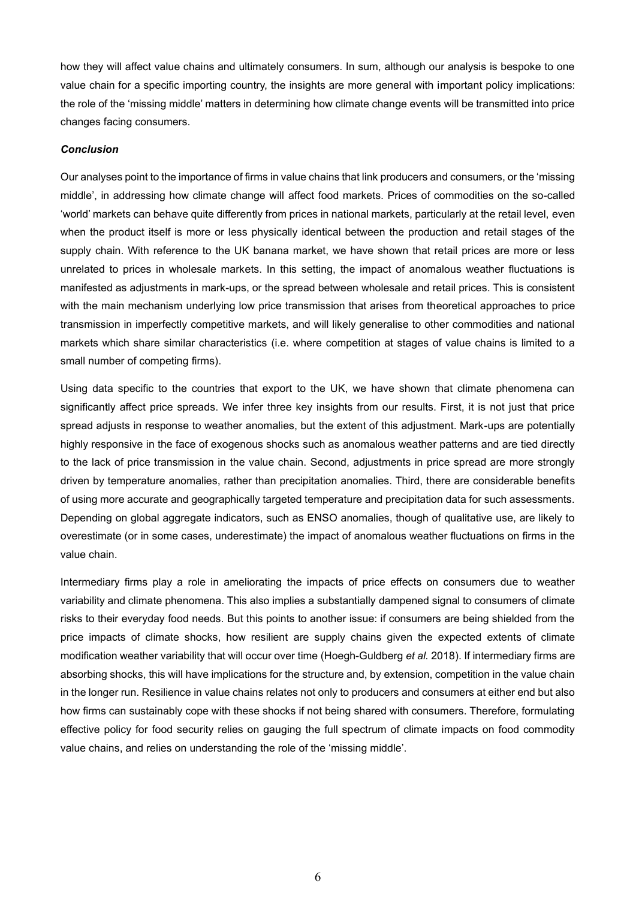how they will affect value chains and ultimately consumers. In sum, although our analysis is bespoke to one value chain for a specific importing country, the insights are more general with important policy implications: the role of the 'missing middle' matters in determining how climate change events will be transmitted into price changes facing consumers.

### *Conclusion*

Our analyses point to the importance of firms in value chains that link producers and consumers, or the 'missing middle', in addressing how climate change will affect food markets. Prices of commodities on the so-called 'world' markets can behave quite differently from prices in national markets, particularly at the retail level, even when the product itself is more or less physically identical between the production and retail stages of the supply chain. With reference to the UK banana market, we have shown that retail prices are more or less unrelated to prices in wholesale markets. In this setting, the impact of anomalous weather fluctuations is manifested as adjustments in mark-ups, or the spread between wholesale and retail prices. This is consistent with the main mechanism underlying low price transmission that arises from theoretical approaches to price transmission in imperfectly competitive markets, and will likely generalise to other commodities and national markets which share similar characteristics (i.e. where competition at stages of value chains is limited to a small number of competing firms).

Using data specific to the countries that export to the UK, we have shown that climate phenomena can significantly affect price spreads. We infer three key insights from our results. First, it is not just that price spread adjusts in response to weather anomalies, but the extent of this adjustment. Mark-ups are potentially highly responsive in the face of exogenous shocks such as anomalous weather patterns and are tied directly to the lack of price transmission in the value chain. Second, adjustments in price spread are more strongly driven by temperature anomalies, rather than precipitation anomalies. Third, there are considerable benefits of using more accurate and geographically targeted temperature and precipitation data for such assessments. Depending on global aggregate indicators, such as ENSO anomalies, though of qualitative use, are likely to overestimate (or in some cases, underestimate) the impact of anomalous weather fluctuations on firms in the value chain.

Intermediary firms play a role in ameliorating the impacts of price effects on consumers due to weather variability and climate phenomena. This also implies a substantially dampened signal to consumers of climate risks to their everyday food needs. But this points to another issue: if consumers are being shielded from the price impacts of climate shocks, how resilient are supply chains given the expected extents of climate modification weather variability that will occur over time (Hoegh-Guldberg *et al.* 2018). If intermediary firms are absorbing shocks, this will have implications for the structure and, by extension, competition in the value chain in the longer run. Resilience in value chains relates not only to producers and consumers at either end but also how firms can sustainably cope with these shocks if not being shared with consumers. Therefore, formulating effective policy for food security relies on gauging the full spectrum of climate impacts on food commodity value chains, and relies on understanding the role of the 'missing middle'.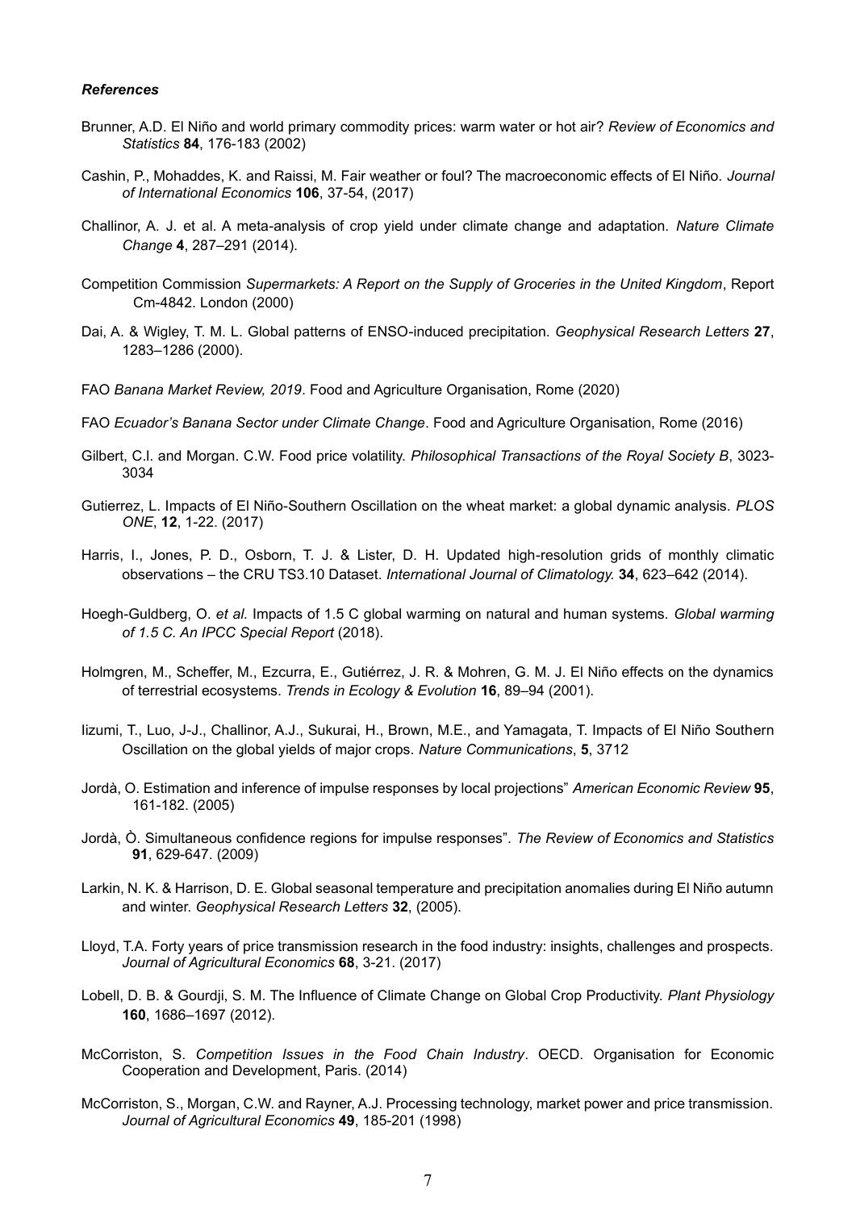***References***

Brunner, A.D. El Niño and world primary commodity prices: warm water or hot air? *Review of Economics and Statistics* **84**, 176-183 (2002)

Cashin, P., Mohaddes, K. and Raissi, M. Fair weather or foul? The macroeconomic effects of El Niño. *Journal of International Economics* **106**, 37-54, (2017)

Challinor, A. J. et al. A meta-analysis of crop yield under climate change and adaptation. *Nature Climate Change* **4**, 287–291 (2014).

Competition Commission *Supermarkets: A Report on the Supply of Groceries in the United Kingdom*, Report Cm-4842. London (2000)

Dai, A. & Wigley, T. M. L. Global patterns of ENSO-induced precipitation. *Geophysical Research Letters* **27**, 1283–1286 (2000).

FAO *Banana Market Review, 2019*. Food and Agriculture Organisation, Rome (2020)

FAO *Ecuador's Banana Sector under Climate Change*. Food and Agriculture Organisation, Rome (2016)

Gilbert, C.l. and Morgan. C.W. Food price volatility. *Philosophical Transactions of the Royal Society B*, 3023-3034

Gutierrez, L. Impacts of El Niño-Southern Oscillation on the wheat market: a global dynamic analysis. *PLOS ONE*, **12**, 1-22. (2017)

Harris, I., Jones, P. D., Osborn, T. J. & Lister, D. H. Updated high-resolution grids of monthly climatic observations – the CRU TS3.10 Dataset. *International Journal of Climatology.* **34**, 623–642 (2014).

Hoegh-Guldberg, O. *et al.* Impacts of 1.5 C global warming on natural and human systems. *Global warming of 1.5 C. An IPCC Special Report* (2018).

Holmgren, M., Scheffer, M., Ezcurra, E., Gutiérrez, J. R. & Mohren, G. M. J. El Niño effects on the dynamics of terrestrial ecosystems. *Trends in Ecology & Evolution* **16**, 89–94 (2001).

Iizumi, T., Luo, J-J., Challinor, A.J., Sukurai, H., Brown, M.E., and Yamagata, T. Impacts of El Niño Southern Oscillation on the global yields of major crops. *Nature Communications*, **5**, 3712

Jordà, O. Estimation and inference of impulse responses by local projections" *American Economic Review* **95**, 161-182. (2005)

Jordà, Ò. Simultaneous confidence regions for impulse responses". *The Review of Economics and Statistics* **91**, 629-647. (2009)

Larkin, N. K. & Harrison, D. E. Global seasonal temperature and precipitation anomalies during El Niño autumn and winter. *Geophysical Research Letters* **32**, (2005).

Lloyd, T.A. Forty years of price transmission research in the food industry: insights, challenges and prospects. *Journal of Agricultural Economics* **68**, 3-21. (2017)

Lobell, D. B. & Gourdji, S. M. The Influence of Climate Change on Global Crop Productivity. *Plant Physiology* **160**, 1686–1697 (2012).

McCorriston, S. *Competition Issues in the Food Chain Industry*. OECD. Organisation for Economic Cooperation and Development, Paris. (2014)

McCorriston, S., Morgan, C.W. and Rayner, A.J. Processing technology, market power and price transmission. *Journal of Agricultural Economics* **49**, 185-201 (1998)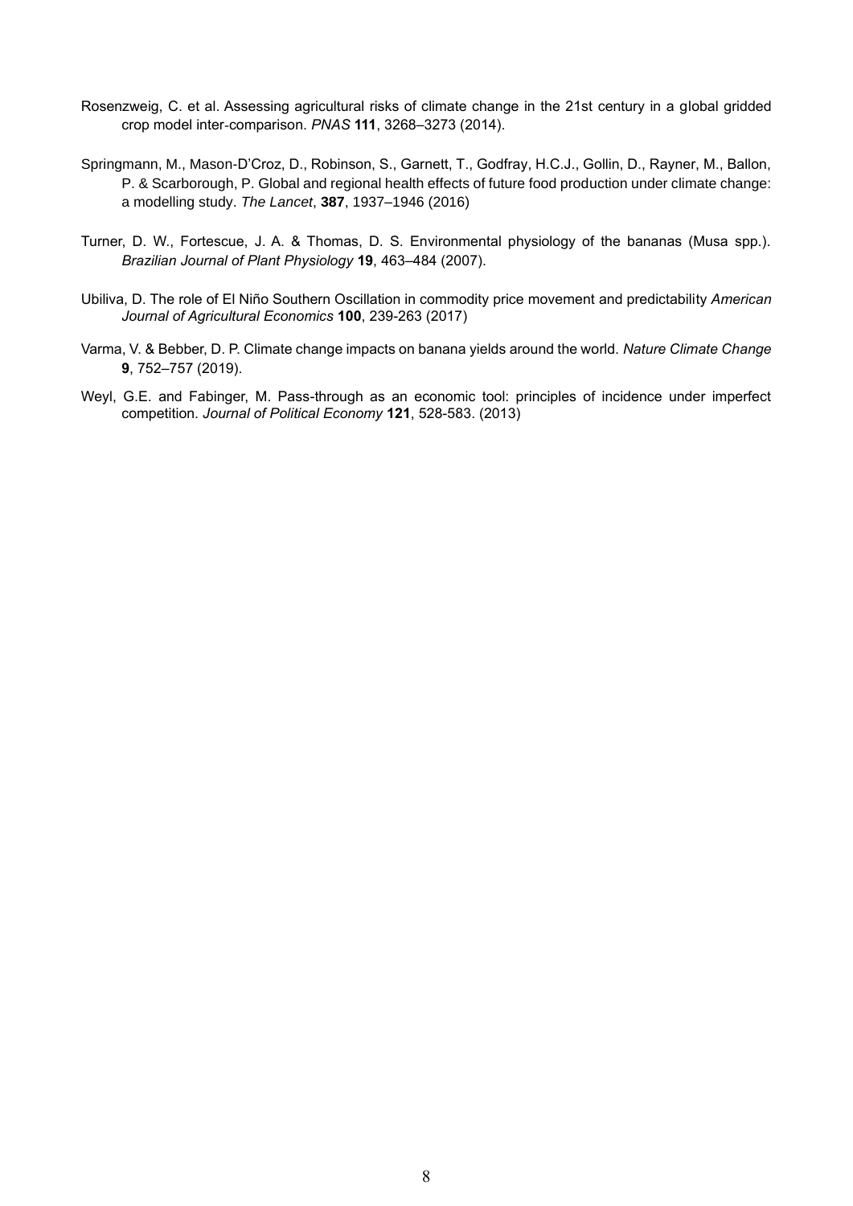Rosenzweig, C. et al. Assessing agricultural risks of climate change in the 21st century in a global gridded crop model inter-comparison. *PNAS* **111**, 3268–3273 (2014).

Springmann, M., Mason-D'Croz, D., Robinson, S., Garnett, T., Godfray, H.C.J., Gollin, D., Rayner, M., Ballon, P. & Scarborough, P. Global and regional health effects of future food production under climate change: a modelling study. *The Lancet*, **387**, 1937–1946 (2016)

Turner, D. W., Fortescue, J. A. & Thomas, D. S. Environmental physiology of the bananas (Musa spp.). *Brazilian Journal of Plant Physiology* **19**, 463–484 (2007).

Ubiliva, D. The role of El Niño Southern Oscillation in commodity price movement and predictability *American Journal of Agricultural Economics* **100**, 239-263 (2017)

Varma, V. & Bebber, D. P. Climate change impacts on banana yields around the world. *Nature Climate Change* **9**, 752–757 (2019).

Weyl, G.E. and Fabinger, M. Pass-through as an economic tool: principles of incidence under imperfect competition. *Journal of Political Economy* **121**, 528-583. (2013)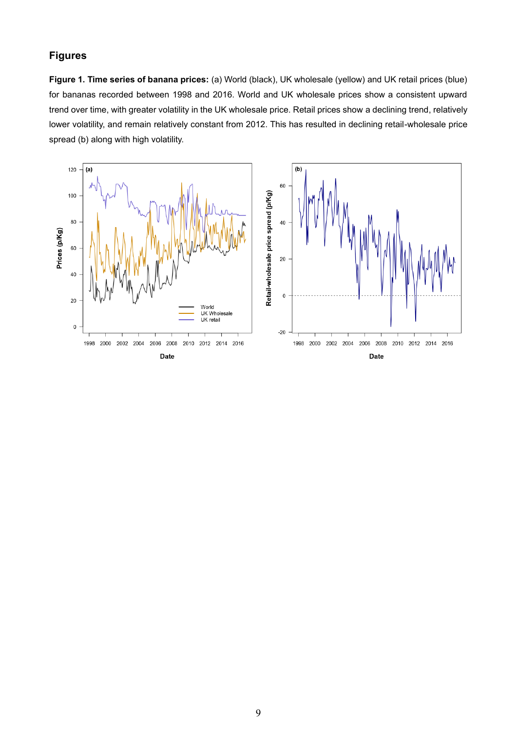## Figures

**Figure 1. Time series of banana prices:** (a) World (black), UK wholesale (yellow) and UK retail prices (blue) for bananas recorded between 1998 and 2016. World and UK wholesale prices show a consistent upward trend over time, with greater volatility in the UK wholesale price. Retail prices show a declining trend, relatively lower volatility, and remain relatively constant from 2012. This has resulted in declining retail-wholesale price spread (b) along with high volatility.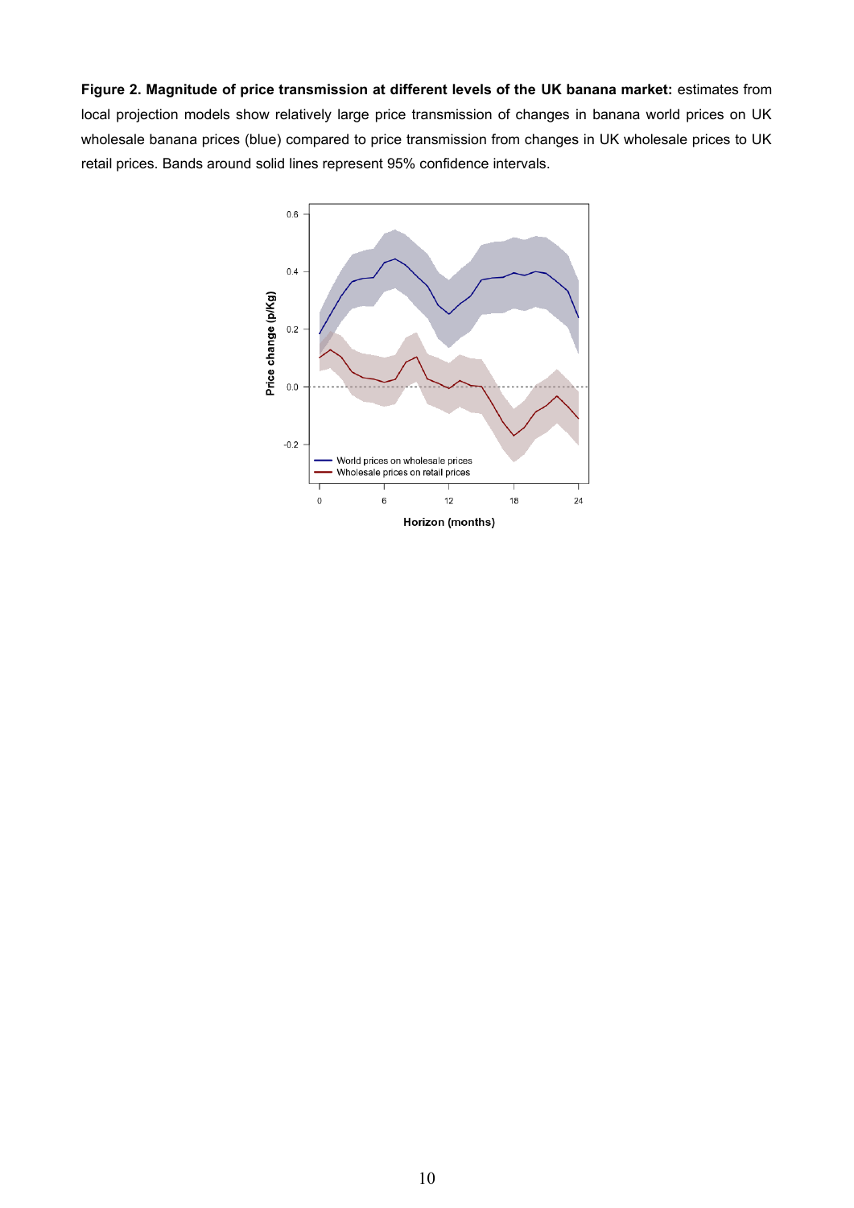**Figure 2. Magnitude of price transmission at different levels of the UK banana market:** estimates from local projection models show relatively large price transmission of changes in banana world prices on UK wholesale banana prices (blue) compared to price transmission from changes in UK wholesale prices to UK retail prices. Bands around solid lines represent 95% confidence intervals.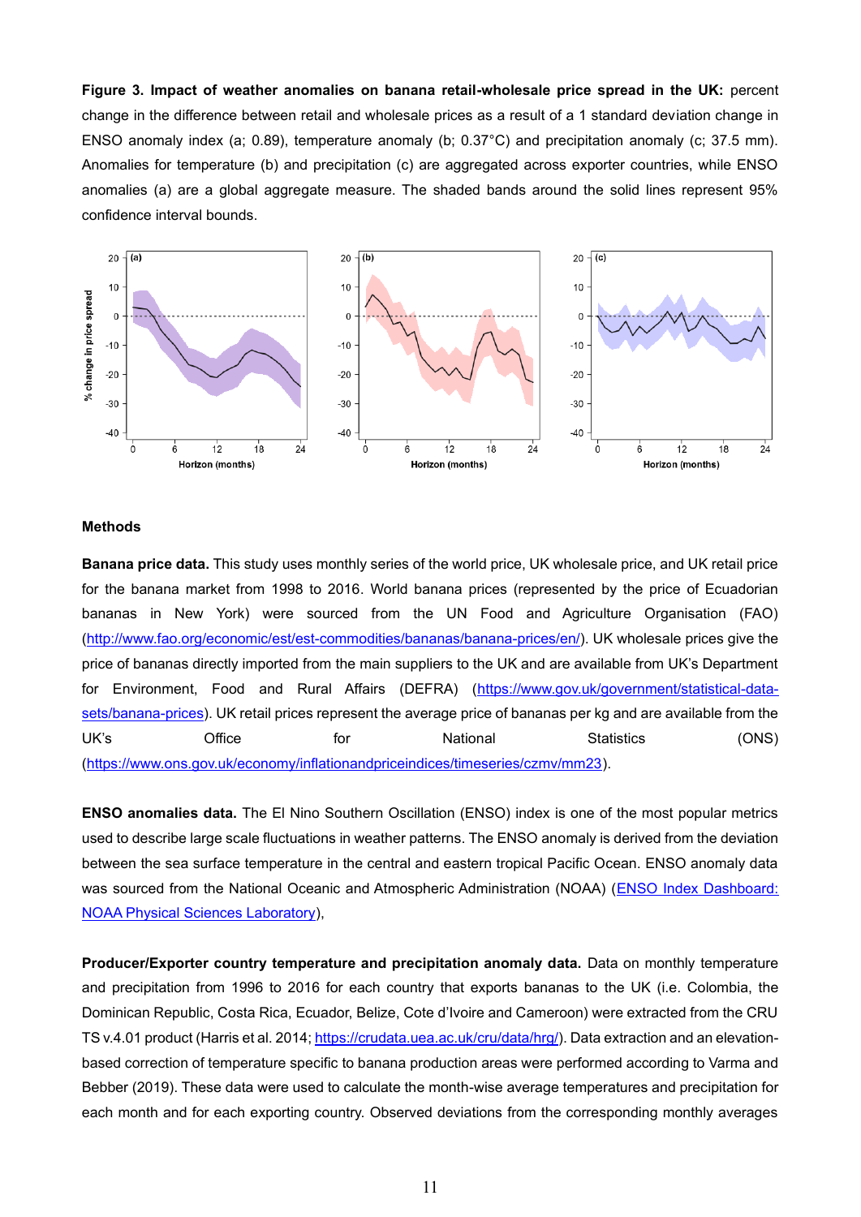**Figure 3. Impact of weather anomalies on banana retail-wholesale price spread in the UK:** percent change in the difference between retail and wholesale prices as a result of a 1 standard deviation change in ENSO anomaly index (a; 0.89), temperature anomaly (b; 0.37°C) and precipitation anomaly (c; 37.5 mm). Anomalies for temperature (b) and precipitation (c) are aggregated across exporter countries, while ENSO anomalies (a) are a global aggregate measure. The shaded bands around the solid lines represent 95% confidence interval bounds.

## Methods

**Banana price data.** This study uses monthly series of the world price, UK wholesale price, and UK retail price for the banana market from 1998 to 2016. World banana prices (represented by the price of Ecuadorian bananas in New York) were sourced from the UN Food and Agriculture Organisation (FAO) (http://www.fao.org/economic/est/est-commodities/bananas/banana-prices/en/). UK wholesale prices give the price of bananas directly imported from the main suppliers to the UK and are available from UK's Department for Environment, Food and Rural Affairs (DEFRA) (https://www.gov.uk/government/statistical-data-sets/banana-prices). UK retail prices represent the average price of bananas per kg and are available from the UK's Office for National Statistics (ONS) (https://www.ons.gov.uk/economy/inflationandpriceindices/timeseries/czmv/mm23).

**ENSO anomalies data.** The El Nino Southern Oscillation (ENSO) index is one of the most popular metrics used to describe large scale fluctuations in weather patterns. The ENSO anomaly is derived from the deviation between the sea surface temperature in the central and eastern tropical Pacific Ocean. ENSO anomaly data was sourced from the National Oceanic and Atmospheric Administration (NOAA) (ENSO Index Dashboard: NOAA Physical Sciences Laboratory),

**Producer/Exporter country temperature and precipitation anomaly data.** Data on monthly temperature and precipitation from 1996 to 2016 for each country that exports bananas to the UK (i.e. Colombia, the Dominican Republic, Costa Rica, Ecuador, Belize, Cote d'Ivoire and Cameroon) were extracted from the CRU TS v.4.01 product (Harris et al. 2014; https://crudata.uea.ac.uk/cru/data/hrg/). Data extraction and an elevation-based correction of temperature specific to banana production areas were performed according to Varma and Bebber (2019). These data were used to calculate the month-wise average temperatures and precipitation for each month and for each exporting country. Observed deviations from the corresponding monthly averages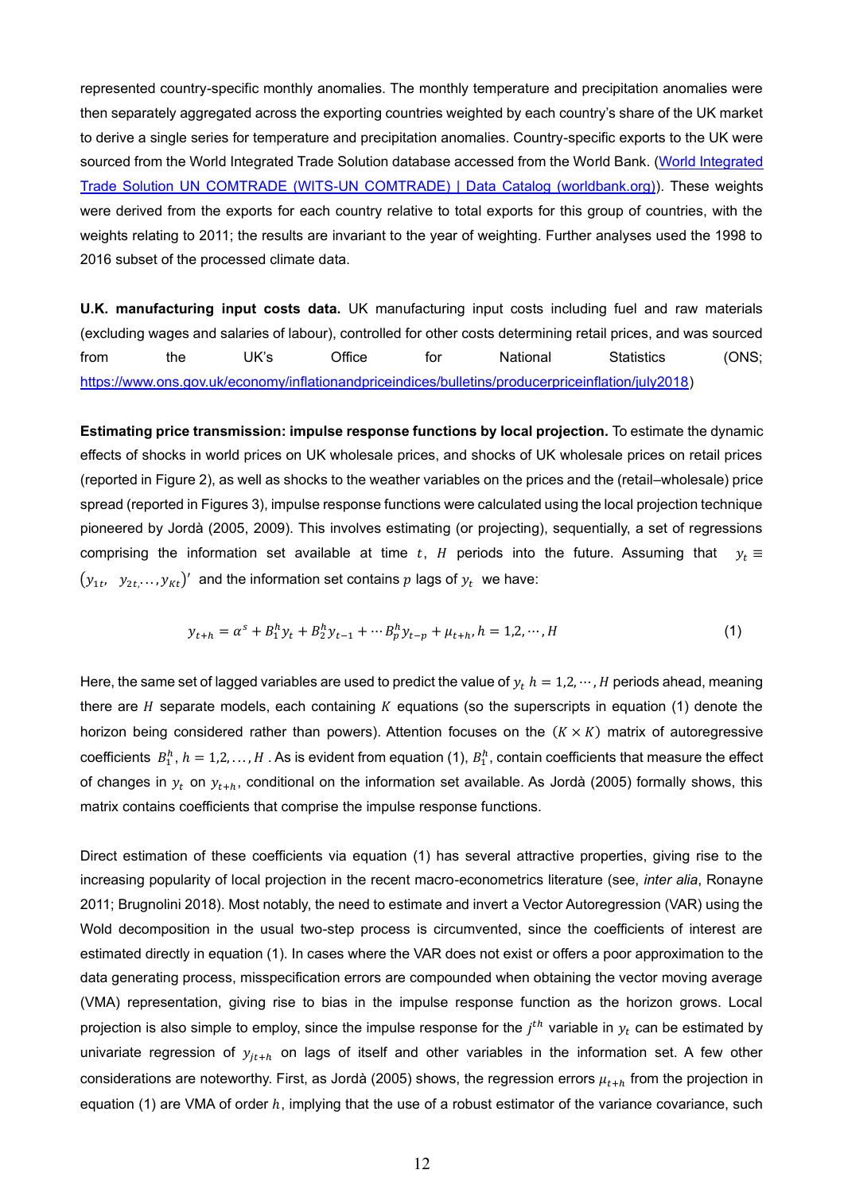represented country-specific monthly anomalies. The monthly temperature and precipitation anomalies were then separately aggregated across the exporting countries weighted by each country's share of the UK market to derive a single series for temperature and precipitation anomalies. Country-specific exports to the UK were sourced from the World Integrated Trade Solution database accessed from the World Bank. ([World Integrated Trade Solution UN COMTRADE (WITS-UN COMTRADE) | Data Catalog (worldbank.org)](https://datacatalog.worldbank.org)). These weights were derived from the exports for each country relative to total exports for this group of countries, with the weights relating to 2011; the results are invariant to the year of weighting. Further analyses used the 1998 to 2016 subset of the processed climate data.

**U.K. manufacturing input costs data.** UK manufacturing input costs including fuel and raw materials (excluding wages and salaries of labour), controlled for other costs determining retail prices, and was sourced from the UK's Office for National Statistics (ONS; https://www.ons.gov.uk/economy/inflationandpriceindices/bulletins/producerpriceinflation/july2018)

**Estimating price transmission: impulse response functions by local projection.** To estimate the dynamic effects of shocks in world prices on UK wholesale prices, and shocks of UK wholesale prices on retail prices (reported in Figure 2), as well as shocks to the weather variables on the prices and the (retail–wholesale) price spread (reported in Figures 3), impulse response functions were calculated using the local projection technique pioneered by Jordà (2005, 2009). This involves estimating (or projecting), sequentially, a set of regressions comprising the information set available at time $t$, $H$ periods into the future. Assuming that $y_t \equiv (y_{1t}, \; y_{2t}, \ldots, y_{Kt})'$ and the information set contains $p$ lags of $y_t$ we have:

$$y_{t+h} = \alpha^s + B_1^h y_t + B_2^h y_{t-1} + \cdots B_p^h y_{t-p} + \mu_{t+h}, h = 1,2,\cdots,H \tag{1}$$

Here, the same set of lagged variables are used to predict the value of $y_t$ $h = 1,2,\cdots,H$ periods ahead, meaning there are $H$ separate models, each containing $K$ equations (so the superscripts in equation (1) denote the horizon being considered rather than powers). Attention focuses on the $(K \times K)$ matrix of autoregressive coefficients $B_1^h$, $h = 1,2,\ldots,H$ . As is evident from equation (1), $B_1^h$, contain coefficients that measure the effect of changes in $y_t$ on $y_{t+h}$, conditional on the information set available. As Jordà (2005) formally shows, this matrix contains coefficients that comprise the impulse response functions.

Direct estimation of these coefficients via equation (1) has several attractive properties, giving rise to the increasing popularity of local projection in the recent macro-econometrics literature (see, *inter alia*, Ronayne 2011; Brugnolini 2018). Most notably, the need to estimate and invert a Vector Autoregression (VAR) using the Wold decomposition in the usual two-step process is circumvented, since the coefficients of interest are estimated directly in equation (1). In cases where the VAR does not exist or offers a poor approximation to the data generating process, misspecification errors are compounded when obtaining the vector moving average (VMA) representation, giving rise to bias in the impulse response function as the horizon grows. Local projection is also simple to employ, since the impulse response for the $j^{th}$ variable in $y_t$ can be estimated by univariate regression of $y_{jt+h}$ on lags of itself and other variables in the information set. A few other considerations are noteworthy. First, as Jordà (2005) shows, the regression errors $\mu_{t+h}$ from the projection in equation (1) are VMA of order $h$, implying that the use of a robust estimator of the variance covariance, such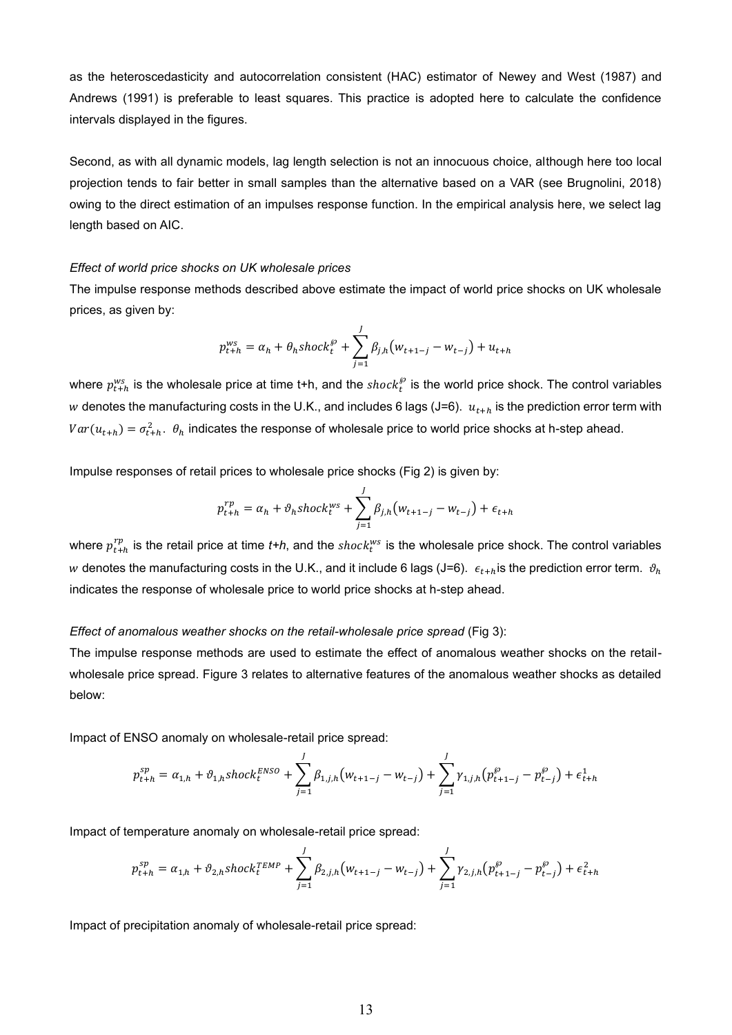as the heteroscedasticity and autocorrelation consistent (HAC) estimator of Newey and West (1987) and Andrews (1991) is preferable to least squares. This practice is adopted here to calculate the confidence intervals displayed in the figures.

Second, as with all dynamic models, lag length selection is not an innocuous choice, although here too local projection tends to fair better in small samples than the alternative based on a VAR (see Brugnolini, 2018) owing to the direct estimation of an impulses response function. In the empirical analysis here, we select lag length based on AIC.

*Effect of world price shocks on UK wholesale prices*

The impulse response methods described above estimate the impact of world price shocks on UK wholesale prices, as given by:

$$p_{t+h}^{ws} = \alpha_h + \theta_h shock_t^{\wp} + \sum_{j=1}^{J} \beta_{j,h}(w_{t+1-j} - w_{t-j}) + u_{t+h}$$

where $p_{t+h}^{ws}$ is the wholesale price at time t+h, and the $shock_t^{\wp}$ is the world price shock. The control variables $w$ denotes the manufacturing costs in the U.K., and includes 6 lags (J=6). $u_{t+h}$ is the prediction error term with $Var(u_{t+h}) = \sigma_{t+h}^2$. $\theta_h$ indicates the response of wholesale price to world price shocks at h-step ahead.

Impulse responses of retail prices to wholesale price shocks (Fig 2) is given by:

$$p_{t+h}^{rp} = \alpha_h + \vartheta_h shock_t^{ws} + \sum_{j=1}^{J} \beta_{j,h}(w_{t+1-j} - w_{t-j}) + \epsilon_{t+h}$$

where $p_{t+h}^{rp}$ is the retail price at time *t+h*, and the $shock_t^{ws}$ is the wholesale price shock. The control variables $w$ denotes the manufacturing costs in the U.K., and it include 6 lags (J=6). $\epsilon_{t+h}$is the prediction error term. $\vartheta_h$ indicates the response of wholesale price to world price shocks at h-step ahead.

*Effect of anomalous weather shocks on the retail-wholesale price spread* (Fig 3):

The impulse response methods are used to estimate the effect of anomalous weather shocks on the retail-wholesale price spread. Figure 3 relates to alternative features of the anomalous weather shocks as detailed below:

Impact of ENSO anomaly on wholesale-retail price spread:

$$p_{t+h}^{sp} = \alpha_{1,h} + \vartheta_{1,h} shock_t^{ENSO} + \sum_{j=1}^{J} \beta_{1,j,h}(w_{t+1-j} - w_{t-j}) + \sum_{j=1}^{J} \gamma_{1,j,h}(p_{t+1-j}^{\wp} - p_{t-j}^{\wp}) + \epsilon_{t+h}^{1}$$

Impact of temperature anomaly on wholesale-retail price spread:

$$p_{t+h}^{sp} = \alpha_{1,h} + \vartheta_{2,h} shock_t^{TEMP} + \sum_{j=1}^{J} \beta_{2,j,h}(w_{t+1-j} - w_{t-j}) + \sum_{j=1}^{J} \gamma_{2,j,h}(p_{t+1-j}^{\wp} - p_{t-j}^{\wp}) + \epsilon_{t+h}^{2}$$

Impact of precipitation anomaly of wholesale-retail price spread: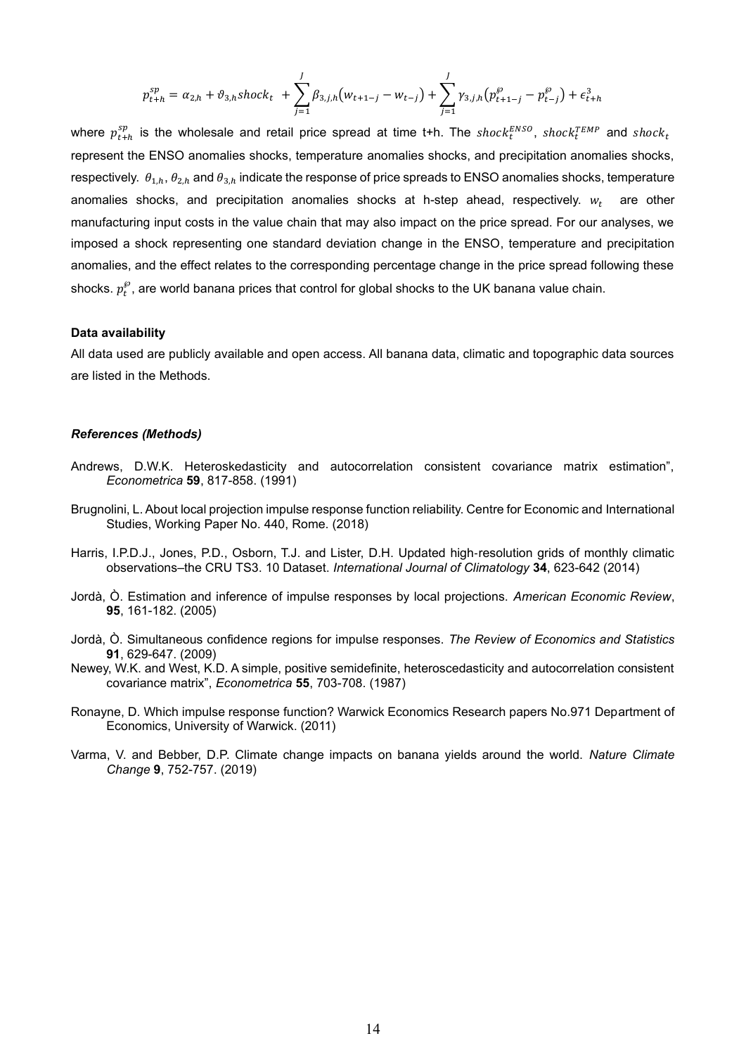$$p_{t+h}^{sp} = \alpha_{2,h} + \vartheta_{3,h} shock_t + \sum_{j=1}^{J} \beta_{3,j,h} \left( w_{t+1-j} - w_{t-j} \right) + \sum_{j=1}^{J} \gamma_{3,j,h} \left( p_{t+1-j}^{\wp} - p_{t-j}^{\wp} \right) + \epsilon_{t+h}^{3}$$

where $p_{t+h}^{sp}$ is the wholesale and retail price spread at time t+h. The $shock_t^{ENSO}$, $shock_t^{TEMP}$ and $shock_t$ represent the ENSO anomalies shocks, temperature anomalies shocks, and precipitation anomalies shocks, respectively. $\theta_{1,h}$, $\theta_{2,h}$ and $\theta_{3,h}$ indicate the response of price spreads to ENSO anomalies shocks, temperature anomalies shocks, and precipitation anomalies shocks at h-step ahead, respectively. $w_t$ are other manufacturing input costs in the value chain that may also impact on the price spread. For our analyses, we imposed a shock representing one standard deviation change in the ENSO, temperature and precipitation anomalies, and the effect relates to the corresponding percentage change in the price spread following these shocks. $p_t^{\wp}$, are world banana prices that control for global shocks to the UK banana value chain.

**Data availability**

All data used are publicly available and open access. All banana data, climatic and topographic data sources are listed in the Methods.

***References (Methods)***

Andrews, D.W.K. Heteroskedasticity and autocorrelation consistent covariance matrix estimation", *Econometrica* **59**, 817-858. (1991)

Brugnolini, L. About local projection impulse response function reliability. Centre for Economic and International Studies, Working Paper No. 440, Rome. (2018)

Harris, I.P.D.J., Jones, P.D., Osborn, T.J. and Lister, D.H. Updated high-resolution grids of monthly climatic observations–the CRU TS3. 10 Dataset. *International Journal of Climatology* **34**, 623-642 (2014)

Jordà, Ò. Estimation and inference of impulse responses by local projections. *American Economic Review*, **95**, 161-182. (2005)

Jordà, Ò. Simultaneous confidence regions for impulse responses. *The Review of Economics and Statistics* **91**, 629-647. (2009)

Newey, W.K. and West, K.D. A simple, positive semidefinite, heteroscedasticity and autocorrelation consistent covariance matrix", *Econometrica* **55**, 703-708. (1987)

Ronayne, D. Which impulse response function? Warwick Economics Research papers No.971 Department of Economics, University of Warwick. (2011)

Varma, V. and Bebber, D.P. Climate change impacts on banana yields around the world. *Nature Climate Change* **9**, 752-757. (2019)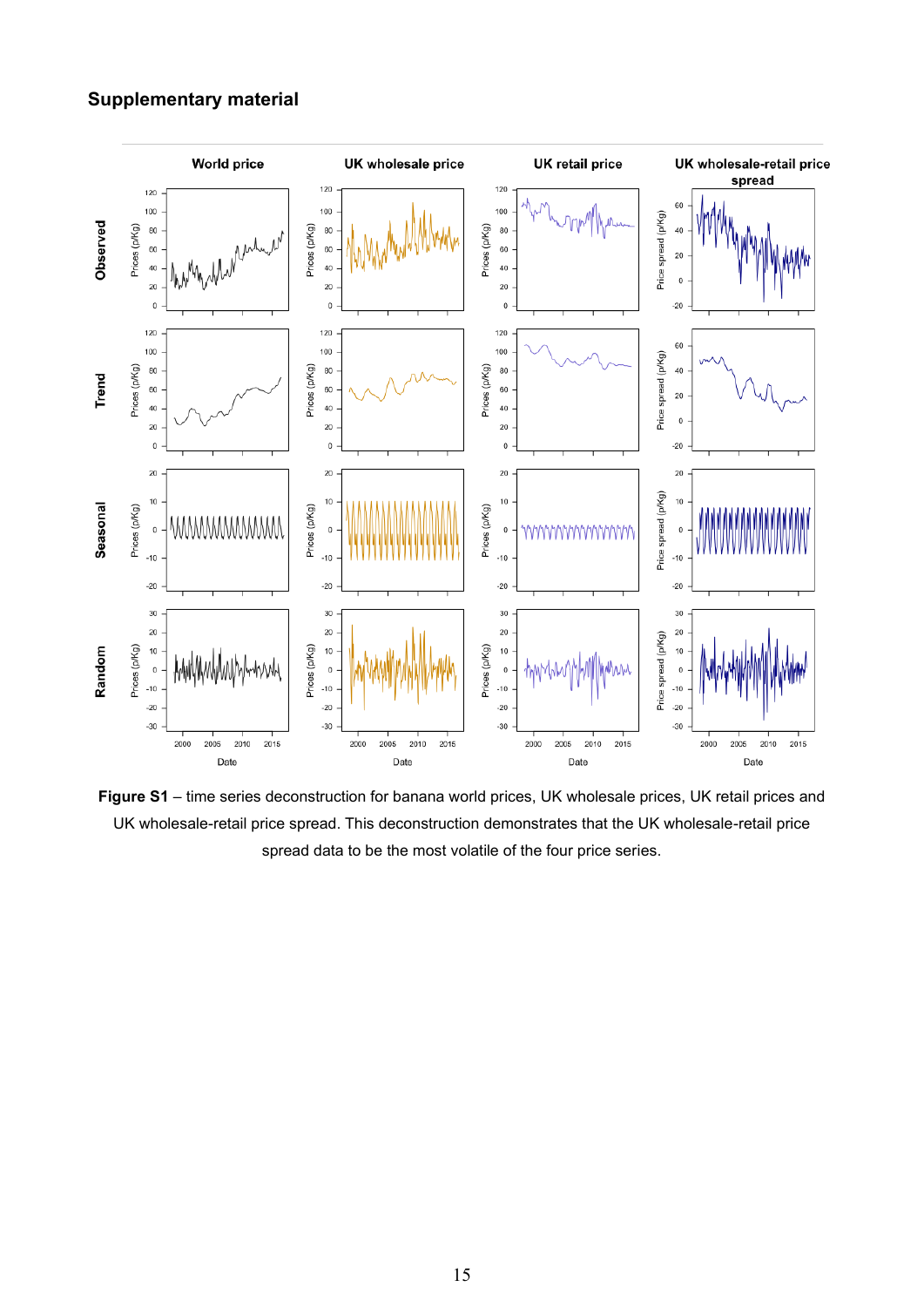## Supplementary material

**Figure S1** – time series deconstruction for banana world prices, UK wholesale prices, UK retail prices and UK wholesale-retail price spread. This deconstruction demonstrates that the UK wholesale-retail price spread data to be the most volatile of the four price series.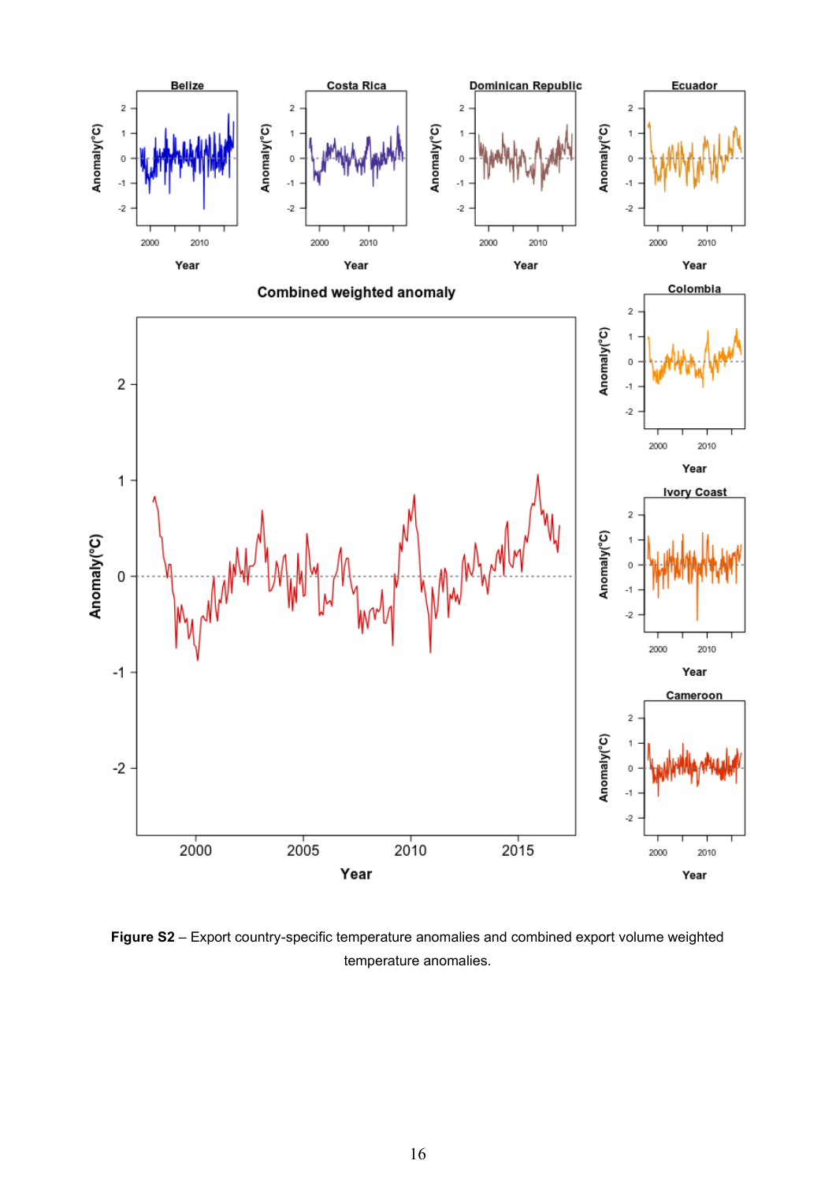**Figure S2** – Export country-specific temperature anomalies and combined export volume weighted temperature anomalies.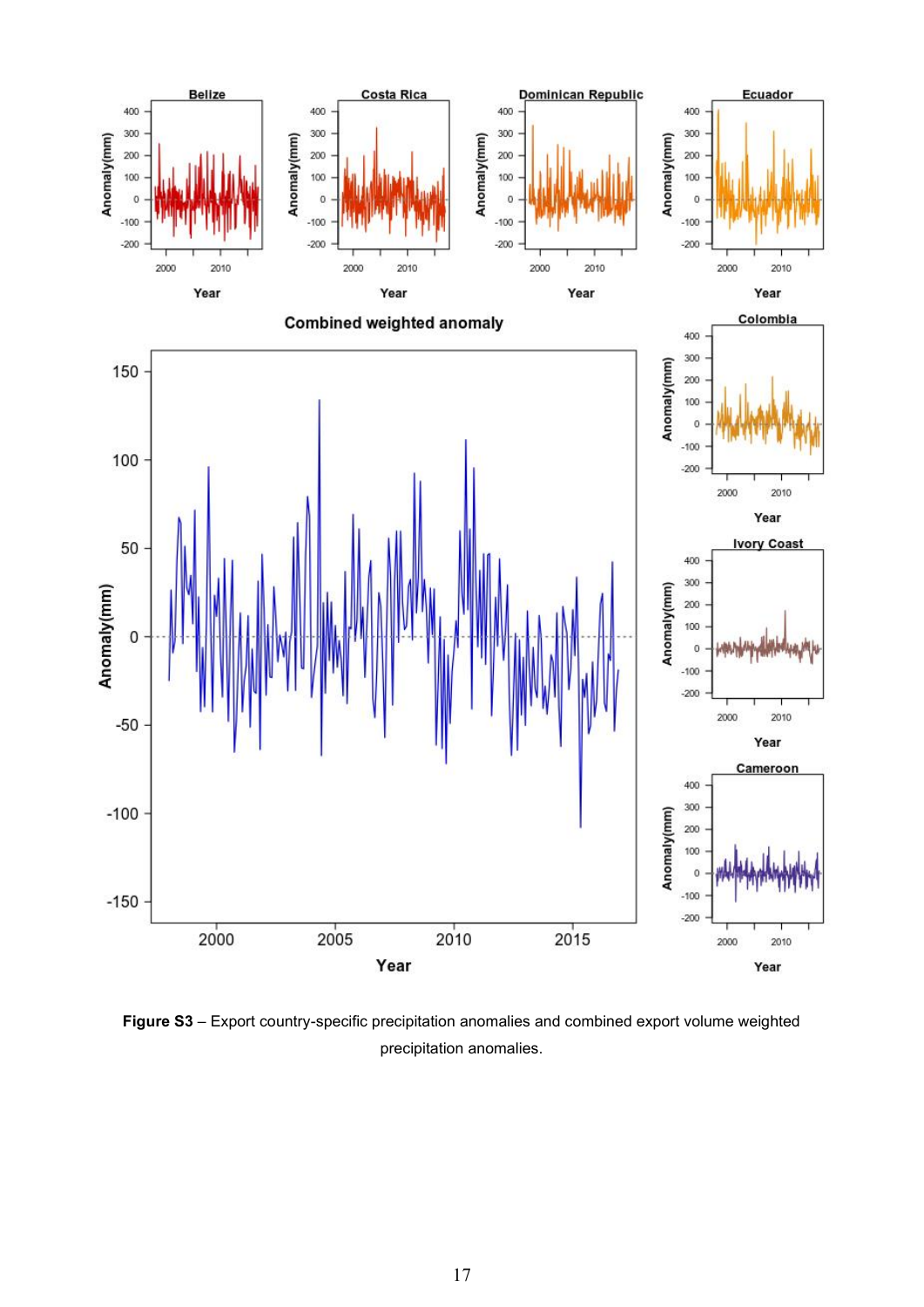**Figure S3** – Export country-specific precipitation anomalies and combined export volume weighted precipitation anomalies.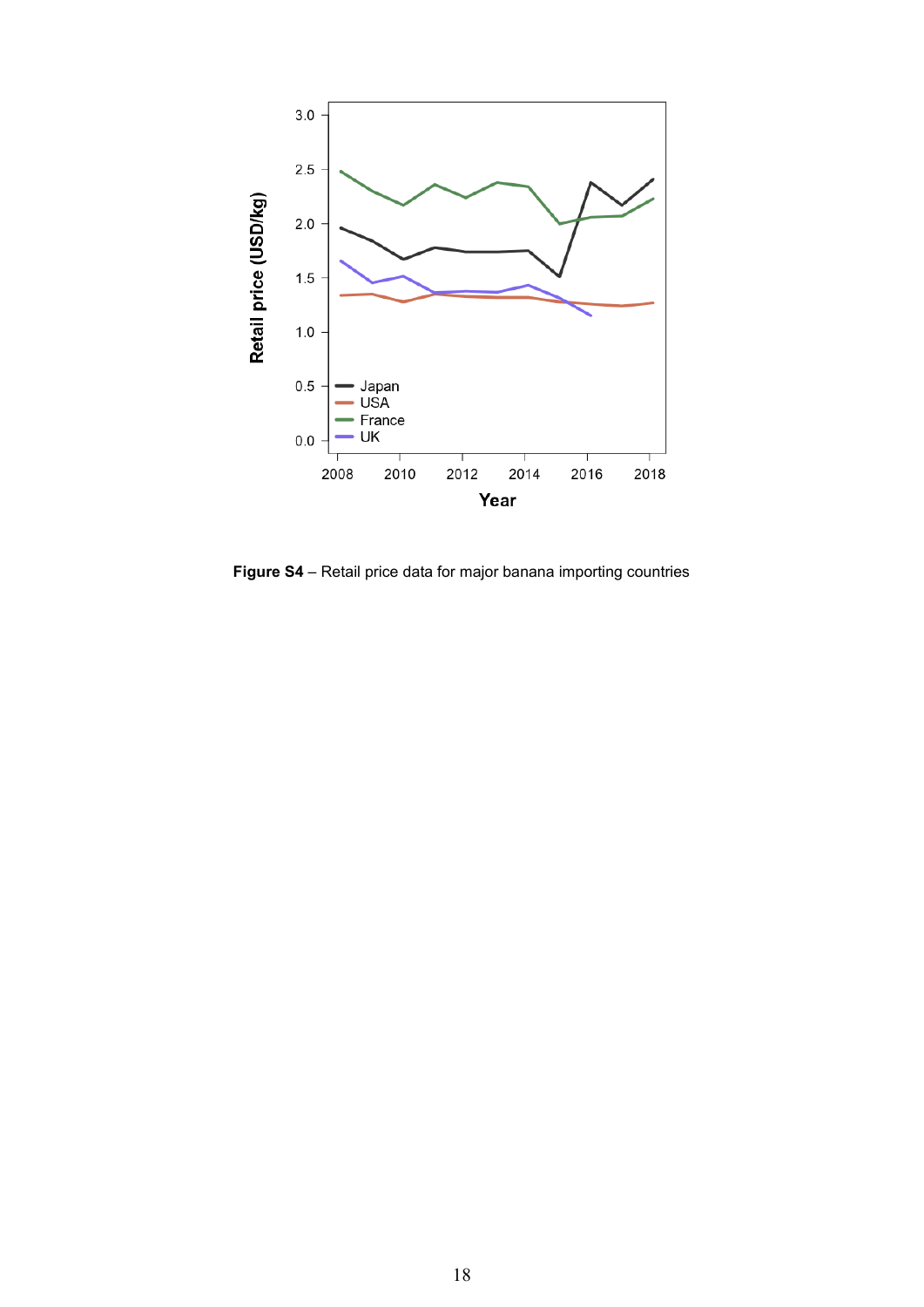Retail price (USD/kg)

3.0
2.5
2.0
1.5
1.0
0.5
0.0

Japan
USA
France
UK

2008
2010
2012
2014
2016
2018

Year

**Figure S4** – Retail price data for major banana importing countries